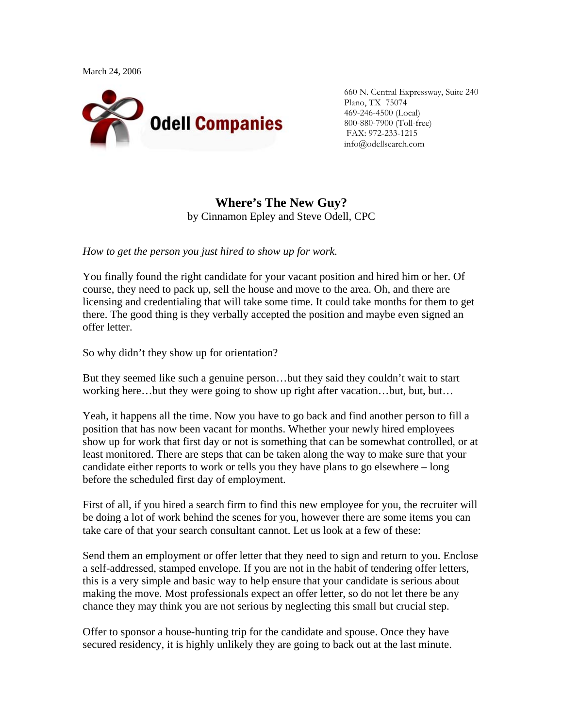March 24, 2006

**Odell Companies**

660 N. Central Expressway, Suite 240
Plano, TX 75074
469-246-4500 (Local)
800-880-7900 (Toll-free)
FAX: 972-233-1215
info@odellsearch.com

# Where's The New Guy?

by Cinnamon Epley and Steve Odell, CPC

*How to get the person you just hired to show up for work.*

You finally found the right candidate for your vacant position and hired him or her. Of course, they need to pack up, sell the house and move to the area. Oh, and there are licensing and credentialing that will take some time. It could take months for them to get there. The good thing is they verbally accepted the position and maybe even signed an offer letter.

So why didn't they show up for orientation?

But they seemed like such a genuine person…but they said they couldn't wait to start working here…but they were going to show up right after vacation…but, but, but…

Yeah, it happens all the time. Now you have to go back and find another person to fill a position that has now been vacant for months. Whether your newly hired employees show up for work that first day or not is something that can be somewhat controlled, or at least monitored. There are steps that can be taken along the way to make sure that your candidate either reports to work or tells you they have plans to go elsewhere – long before the scheduled first day of employment.

First of all, if you hired a search firm to find this new employee for you, the recruiter will be doing a lot of work behind the scenes for you, however there are some items you can take care of that your search consultant cannot. Let us look at a few of these:

Send them an employment or offer letter that they need to sign and return to you. Enclose a self-addressed, stamped envelope. If you are not in the habit of tendering offer letters, this is a very simple and basic way to help ensure that your candidate is serious about making the move. Most professionals expect an offer letter, so do not let there be any chance they may think you are not serious by neglecting this small but crucial step.

Offer to sponsor a house-hunting trip for the candidate and spouse. Once they have secured residency, it is highly unlikely they are going to back out at the last minute.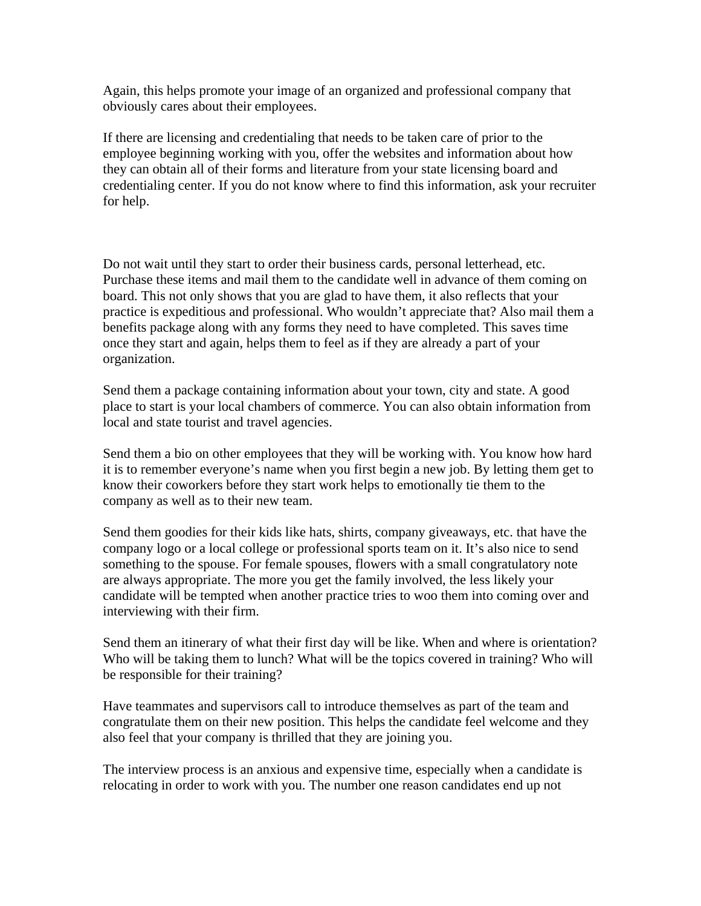Again, this helps promote your image of an organized and professional company that obviously cares about their employees.

If there are licensing and credentialing that needs to be taken care of prior to the employee beginning working with you, offer the websites and information about how they can obtain all of their forms and literature from your state licensing board and credentialing center. If you do not know where to find this information, ask your recruiter for help.

Do not wait until they start to order their business cards, personal letterhead, etc. Purchase these items and mail them to the candidate well in advance of them coming on board. This not only shows that you are glad to have them, it also reflects that your practice is expeditious and professional. Who wouldn't appreciate that? Also mail them a benefits package along with any forms they need to have completed. This saves time once they start and again, helps them to feel as if they are already a part of your organization.

Send them a package containing information about your town, city and state. A good place to start is your local chambers of commerce. You can also obtain information from local and state tourist and travel agencies.

Send them a bio on other employees that they will be working with. You know how hard it is to remember everyone's name when you first begin a new job. By letting them get to know their coworkers before they start work helps to emotionally tie them to the company as well as to their new team.

Send them goodies for their kids like hats, shirts, company giveaways, etc. that have the company logo or a local college or professional sports team on it. It's also nice to send something to the spouse. For female spouses, flowers with a small congratulatory note are always appropriate. The more you get the family involved, the less likely your candidate will be tempted when another practice tries to woo them into coming over and interviewing with their firm.

Send them an itinerary of what their first day will be like. When and where is orientation? Who will be taking them to lunch? What will be the topics covered in training? Who will be responsible for their training?

Have teammates and supervisors call to introduce themselves as part of the team and congratulate them on their new position. This helps the candidate feel welcome and they also feel that your company is thrilled that they are joining you.

The interview process is an anxious and expensive time, especially when a candidate is relocating in order to work with you. The number one reason candidates end up not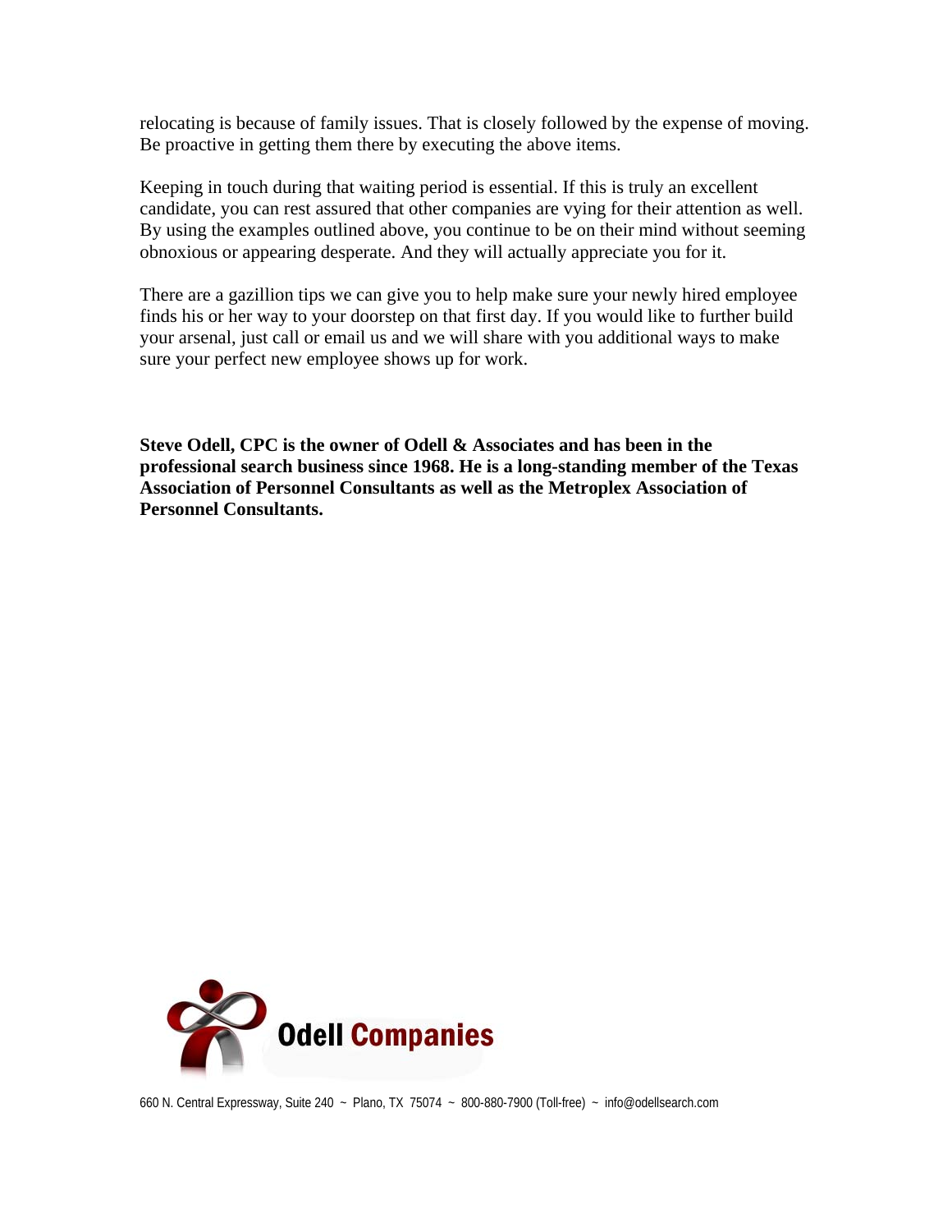relocating is because of family issues. That is closely followed by the expense of moving. Be proactive in getting them there by executing the above items.

Keeping in touch during that waiting period is essential. If this is truly an excellent candidate, you can rest assured that other companies are vying for their attention as well. By using the examples outlined above, you continue to be on their mind without seeming obnoxious or appearing desperate. And they will actually appreciate you for it.

There are a gazillion tips we can give you to help make sure your newly hired employee finds his or her way to your doorstep on that first day. If you would like to further build your arsenal, just call or email us and we will share with you additional ways to make sure your perfect new employee shows up for work.

**Steve Odell, CPC is the owner of Odell & Associates and has been in the professional search business since 1968. He is a long-standing member of the Texas Association of Personnel Consultants as well as the Metroplex Association of Personnel Consultants.**

Odell Companies

660 N. Central Expressway, Suite 240 ~ Plano, TX 75074 ~ 800-880-7900 (Toll-free) ~ info@odellsearch.com